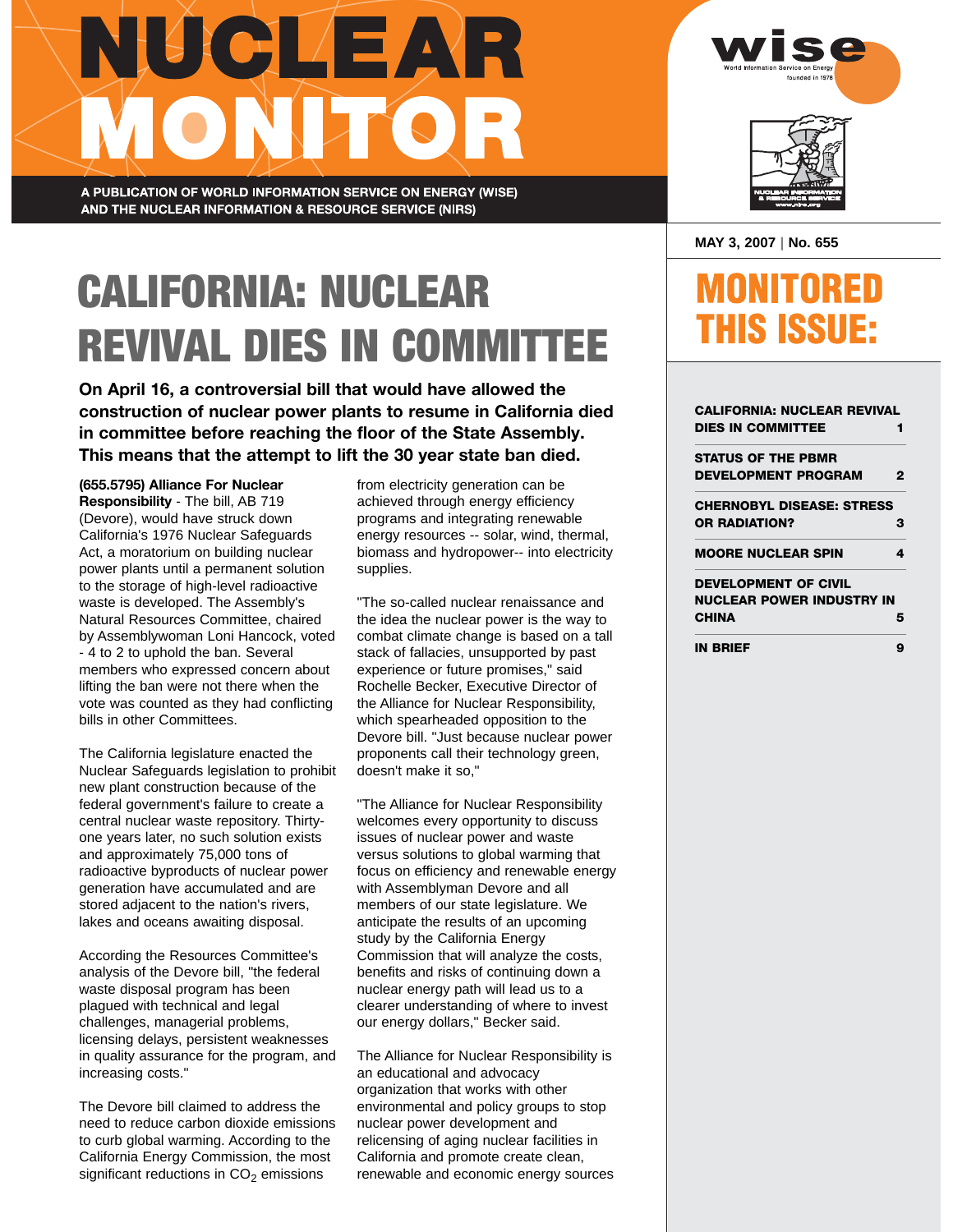# NUCLEAR MONITOR

A PUBLICATION OF WORLD INFORMATION SERVICE ON ENERGY (WISE) AND THE NUCLEAR INFORMATION & RESOURCE SERVICE (NIRS)

MAY 3, 2007 | No. 655

## MONITORED THIS ISSUE:

| | |
|---|---|
| CALIFORNIA: NUCLEAR REVIVAL DIES IN COMMITTEE | 1 |
| STATUS OF THE PBMR DEVELOPMENT PROGRAM | 2 |
| CHERNOBYL DISEASE: STRESS OR RADIATION? | 3 |
| MOORE NUCLEAR SPIN | 4 |
| DEVELOPMENT OF CIVIL NUCLEAR POWER INDUSTRY IN CHINA | 5 |
| IN BRIEF | 9 |

# CALIFORNIA: NUCLEAR REVIVAL DIES IN COMMITTEE

**On April 16, a controversial bill that would have allowed the construction of nuclear power plants to resume in California died in committee before reaching the floor of the State Assembly. This means that the attempt to lift the 30 year state ban died.**

**(655.5795) Alliance For Nuclear Responsibility** - The bill, AB 719 (Devore), would have struck down California's 1976 Nuclear Safeguards Act, a moratorium on building nuclear power plants until a permanent solution to the storage of high-level radioactive waste is developed. The Assembly's Natural Resources Committee, chaired by Assemblywoman Loni Hancock, voted - 4 to 2 to uphold the ban. Several members who expressed concern about lifting the ban were not there when the vote was counted as they had conflicting bills in other Committees.

The California legislature enacted the Nuclear Safeguards legislation to prohibit new plant construction because of the federal government's failure to create a central nuclear waste repository. Thirty-one years later, no such solution exists and approximately 75,000 tons of radioactive byproducts of nuclear power generation have accumulated and are stored adjacent to the nation's rivers, lakes and oceans awaiting disposal.

According the Resources Committee's analysis of the Devore bill, "the federal waste disposal program has been plagued with technical and legal challenges, managerial problems, licensing delays, persistent weaknesses in quality assurance for the program, and increasing costs."

The Devore bill claimed to address the need to reduce carbon dioxide emissions to curb global warming. According to the California Energy Commission, the most significant reductions in $CO_2$ emissions from electricity generation can be achieved through energy efficiency programs and integrating renewable energy resources -- solar, wind, thermal, biomass and hydropower-- into electricity supplies.

"The so-called nuclear renaissance and the idea the nuclear power is the way to combat climate change is based on a tall stack of fallacies, unsupported by past experience or future promises," said Rochelle Becker, Executive Director of the Alliance for Nuclear Responsibility, which spearheaded opposition to the Devore bill. "Just because nuclear power proponents call their technology green, doesn't make it so,"

"The Alliance for Nuclear Responsibility welcomes every opportunity to discuss issues of nuclear power and waste versus solutions to global warming that focus on efficiency and renewable energy with Assemblyman Devore and all members of our state legislature. We anticipate the results of an upcoming study by the California Energy Commission that will analyze the costs, benefits and risks of continuing down a nuclear energy path will lead us to a clearer understanding of where to invest our energy dollars," Becker said.

The Alliance for Nuclear Responsibility is an educational and advocacy organization that works with other environmental and policy groups to stop nuclear power development and relicensing of aging nuclear facilities in California and promote create clean, renewable and economic energy sources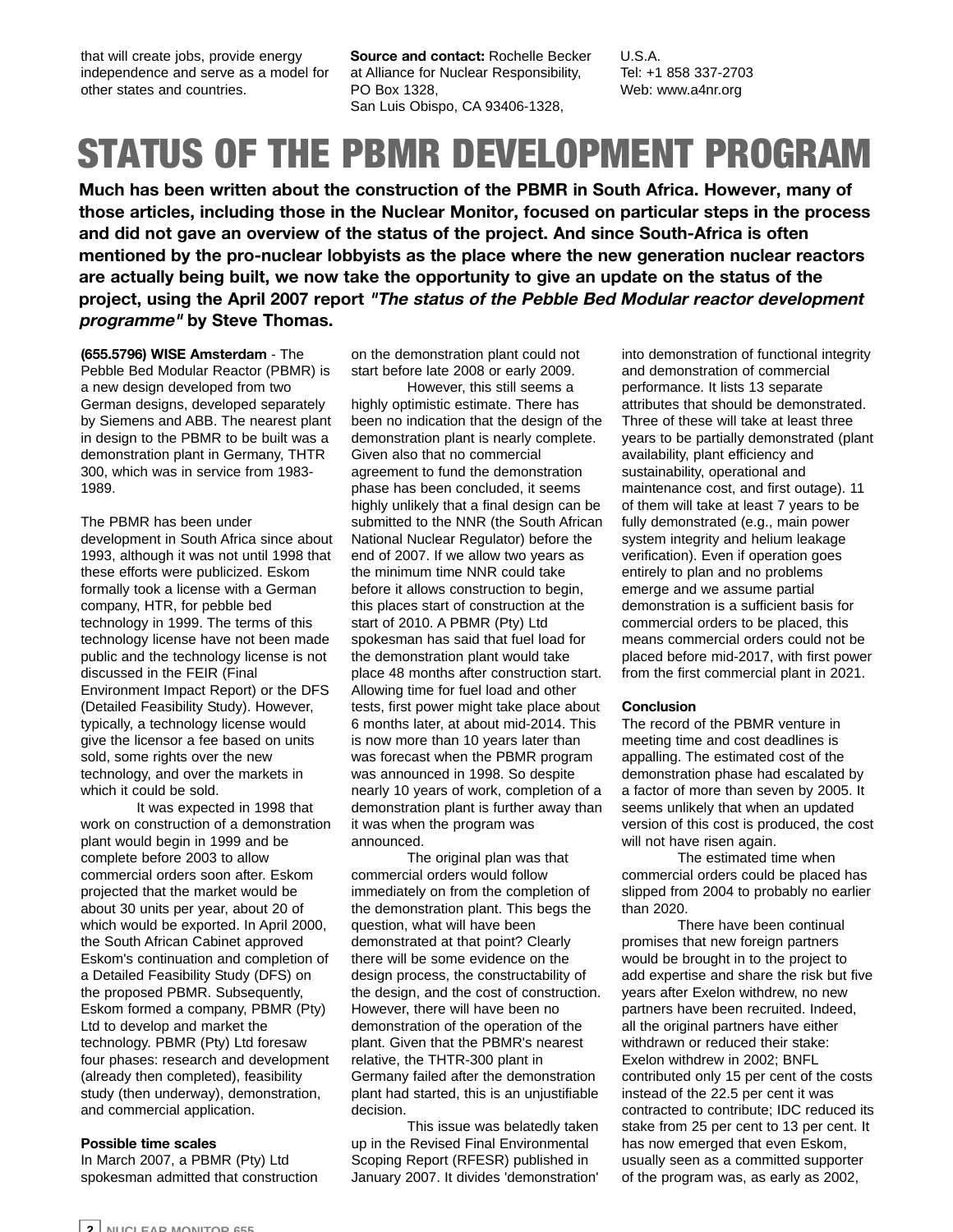that will create jobs, provide energy independence and serve as a model for other states and countries.

**Source and contact:** Rochelle Becker at Alliance for Nuclear Responsibility, PO Box 1328, San Luis Obispo, CA 93406-1328, U.S.A.
Tel: +1 858 337-2703
Web: www.a4nr.org

# STATUS OF THE PBMR DEVELOPMENT PROGRAM

**Much has been written about the construction of the PBMR in South Africa. However, many of those articles, including those in the Nuclear Monitor, focused on particular steps in the process and did not gave an overview of the status of the project. And since South-Africa is often mentioned by the pro-nuclear lobbyists as the place where the new generation nuclear reactors are actually being built, we now take the opportunity to give an update on the status of the project, using the April 2007 report *"The status of the Pebble Bed Modular reactor development programme"* by Steve Thomas.**

**(655.5796) WISE Amsterdam** - The Pebble Bed Modular Reactor (PBMR) is a new design developed from two German designs, developed separately by Siemens and ABB. The nearest plant in design to the PBMR to be built was a demonstration plant in Germany, THTR 300, which was in service from 1983-1989.

The PBMR has been under development in South Africa since about 1993, although it was not until 1998 that these efforts were publicized. Eskom formally took a license with a German company, HTR, for pebble bed technology in 1999. The terms of this technology license have not been made public and the technology license is not discussed in the FEIR (Final Environment Impact Report) or the DFS (Detailed Feasibility Study). However, typically, a technology license would give the licensor a fee based on units sold, some rights over the new technology, and over the markets in which it could be sold.

It was expected in 1998 that work on construction of a demonstration plant would begin in 1999 and be complete before 2003 to allow commercial orders soon after. Eskom projected that the market would be about 30 units per year, about 20 of which would be exported. In April 2000, the South African Cabinet approved Eskom's continuation and completion of a Detailed Feasibility Study (DFS) on the proposed PBMR. Subsequently, Eskom formed a company, PBMR (Pty) Ltd to develop and market the technology. PBMR (Pty) Ltd foresaw four phases: research and development (already then completed), feasibility study (then underway), demonstration, and commercial application.

**Possible time scales**

In March 2007, a PBMR (Pty) Ltd spokesman admitted that construction on the demonstration plant could not start before late 2008 or early 2009.

However, this still seems a highly optimistic estimate. There has been no indication that the design of the demonstration plant is nearly complete. Given also that no commercial agreement to fund the demonstration phase has been concluded, it seems highly unlikely that a final design can be submitted to the NNR (the South African National Nuclear Regulator) before the end of 2007. If we allow two years as the minimum time NNR could take before it allows construction to begin, this places start of construction at the start of 2010. A PBMR (Pty) Ltd spokesman has said that fuel load for the demonstration plant would take place 48 months after construction start. Allowing time for fuel load and other tests, first power might take place about 6 months later, at about mid-2014. This is now more than 10 years later than was forecast when the PBMR program was announced in 1998. So despite nearly 10 years of work, completion of a demonstration plant is further away than it was when the program was announced.

The original plan was that commercial orders would follow immediately on from the completion of the demonstration plant. This begs the question, what will have been demonstrated at that point? Clearly there will be some evidence on the design process, the constructability of the design, and the cost of construction. However, there will have been no demonstration of the operation of the plant. Given that the PBMR's nearest relative, the THTR-300 plant in Germany failed after the demonstration plant had started, this is an unjustifiable decision.

This issue was belatedly taken up in the Revised Final Environmental Scoping Report (RFESR) published in January 2007. It divides 'demonstration' into demonstration of functional integrity and demonstration of commercial performance. It lists 13 separate attributes that should be demonstrated. Three of these will take at least three years to be partially demonstrated (plant availability, plant efficiency and sustainability, operational and maintenance cost, and first outage). 11 of them will take at least 7 years to be fully demonstrated (e.g., main power system integrity and helium leakage verification). Even if operation goes entirely to plan and no problems emerge and we assume partial demonstration is a sufficient basis for commercial orders to be placed, this means commercial orders could not be placed before mid-2017, with first power from the first commercial plant in 2021.

**Conclusion**

The record of the PBMR venture in meeting time and cost deadlines is appalling. The estimated cost of the demonstration phase had escalated by a factor of more than seven by 2005. It seems unlikely that when an updated version of this cost is produced, the cost will not have risen again.

The estimated time when commercial orders could be placed has slipped from 2004 to probably no earlier than 2020.

There have been continual promises that new foreign partners would be brought in to the project to add expertise and share the risk but five years after Exelon withdrew, no new partners have been recruited. Indeed, all the original partners have either withdrawn or reduced their stake: Exelon withdrew in 2002; BNFL contributed only 15 per cent of the costs instead of the 22.5 per cent it was contracted to contribute; IDC reduced its stake from 25 per cent to 13 per cent. It has now emerged that even Eskom, usually seen as a committed supporter of the program was, as early as 2002,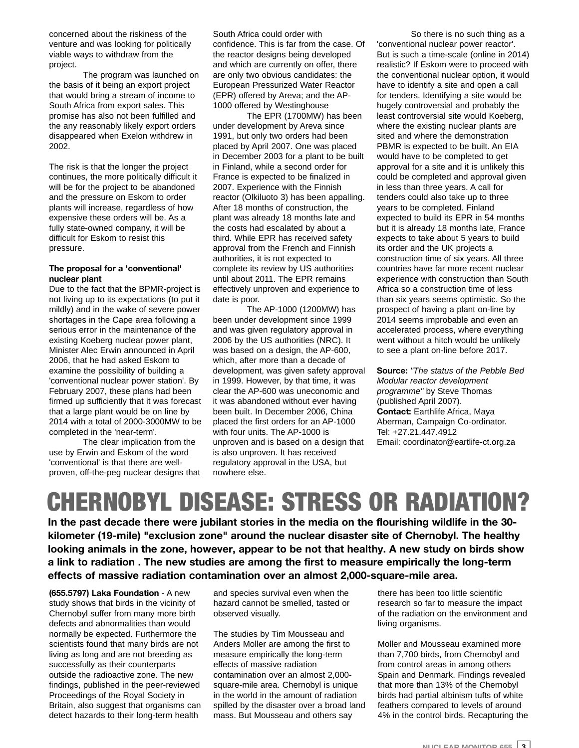concerned about the riskiness of the venture and was looking for politically viable ways to withdraw from the project.

The program was launched on the basis of it being an export project that would bring a stream of income to South Africa from export sales. This promise has also not been fulfilled and the any reasonably likely export orders disappeared when Exelon withdrew in 2002.

The risk is that the longer the project continues, the more politically difficult it will be for the project to be abandoned and the pressure on Eskom to order plants will increase, regardless of how expensive these orders will be. As a fully state-owned company, it will be difficult for Eskom to resist this pressure.

**The proposal for a 'conventional' nuclear plant**

Due to the fact that the BPMR-project is not living up to its expectations (to put it mildly) and in the wake of severe power shortages in the Cape area following a serious error in the maintenance of the existing Koeberg nuclear power plant, Minister Alec Erwin announced in April 2006, that he had asked Eskom to examine the possibility of building a 'conventional nuclear power station'. By February 2007, these plans had been firmed up sufficiently that it was forecast that a large plant would be on line by 2014 with a total of 2000-3000MW to be completed in the 'near-term'.

The clear implication from the use by Erwin and Eskom of the word 'conventional' is that there are well-proven, off-the-peg nuclear designs that South Africa could order with confidence. This is far from the case. Of the reactor designs being developed and which are currently on offer, there are only two obvious candidates: the European Pressurized Water Reactor (EPR) offered by Areva; and the AP-1000 offered by Westinghouse

The EPR (1700MW) has been under development by Areva since 1991, but only two orders had been placed by April 2007. One was placed in December 2003 for a plant to be built in Finland, while a second order for France is expected to be finalized in 2007. Experience with the Finnish reactor (Olkiluoto 3) has been appalling. After 18 months of construction, the plant was already 18 months late and the costs had escalated by about a third. While EPR has received safety approval from the French and Finnish authorities, it is not expected to complete its review by US authorities until about 2011. The EPR remains effectively unproven and experience to date is poor.

The AP-1000 (1200MW) has been under development since 1999 and was given regulatory approval in 2006 by the US authorities (NRC). It was based on a design, the AP-600, which, after more than a decade of development, was given safety approval in 1999. However, by that time, it was clear the AP-600 was uneconomic and it was abandoned without ever having been built. In December 2006, China placed the first orders for an AP-1000 with four units. The AP-1000 is unproven and is based on a design that is also unproven. It has received regulatory approval in the USA, but nowhere else.

So there is no such thing as a 'conventional nuclear power reactor'. But is such a time-scale (online in 2014) realistic? If Eskom were to proceed with the conventional nuclear option, it would have to identify a site and open a call for tenders. Identifying a site would be hugely controversial and probably the least controversial site would Koeberg, where the existing nuclear plants are sited and where the demonstration PBMR is expected to be built. An EIA would have to be completed to get approval for a site and it is unlikely this could be completed and approval given in less than three years. A call for tenders could also take up to three years to be completed. Finland expected to build its EPR in 54 months but it is already 18 months late, France expects to take about 5 years to build its order and the UK projects a construction time of six years. All three countries have far more recent nuclear experience with construction than South Africa so a construction time of less than six years seems optimistic. So the prospect of having a plant on-line by 2014 seems improbable and even an accelerated process, where everything went without a hitch would be unlikely to see a plant on-line before 2017.

**Source:** *"The status of the Pebble Bed Modular reactor development programme"* by Steve Thomas (published April 2007).
**Contact:** Earthlife Africa, Maya Aberman, Campaign Co-ordinator.
Tel: +27.21.447.4912
Email: coordinator@eartlife-ct.org.za

# CHERNOBYL DISEASE: STRESS OR RADIATION?

**In the past decade there were jubilant stories in the media on the flourishing wildlife in the 30-kilometer (19-mile) "exclusion zone" around the nuclear disaster site of Chernobyl. The healthy looking animals in the zone, however, appear to be not that healthy. A new study on birds show a link to radiation . The new studies are among the first to measure empirically the long-term effects of massive radiation contamination over an almost 2,000-square-mile area.**

**(655.5797) Laka Foundation** - A new study shows that birds in the vicinity of Chernobyl suffer from many more birth defects and abnormalities than would normally be expected. Furthermore the scientists found that many birds are not living as long and are not breeding as successfully as their counterparts outside the radioactive zone. The new findings, published in the peer-reviewed Proceedings of the Royal Society in Britain, also suggest that organisms can detect hazards to their long-term health and species survival even when the hazard cannot be smelled, tasted or observed visually.

The studies by Tim Mousseau and Anders Moller are among the first to measure empirically the long-term effects of massive radiation contamination over an almost 2,000-square-mile area. Chernobyl is unique in the world in the amount of radiation spilled by the disaster over a broad land mass. But Mousseau and others say there has been too little scientific research so far to measure the impact of the radiation on the environment and living organisms.

Moller and Mousseau examined more than 7,700 birds, from Chernobyl and from control areas in among others Spain and Denmark. Findings revealed that more than 13% of the Chernobyl birds had partial albinism tufts of white feathers compared to levels of around 4% in the control birds. Recapturing the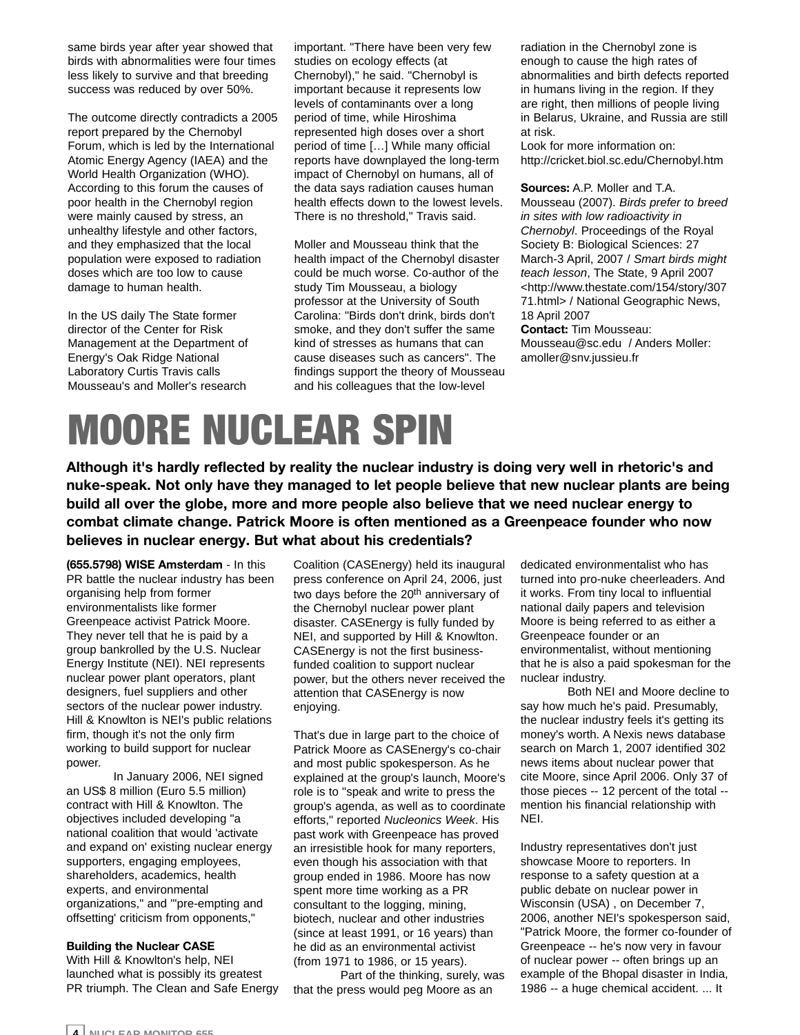same birds year after year showed that birds with abnormalities were four times less likely to survive and that breeding success was reduced by over 50%.

The outcome directly contradicts a 2005 report prepared by the Chernobyl Forum, which is led by the International Atomic Energy Agency (IAEA) and the World Health Organization (WHO). According to this forum the causes of poor health in the Chernobyl region were mainly caused by stress, an unhealthy lifestyle and other factors, and they emphasized that the local population were exposed to radiation doses which are too low to cause damage to human health.

In the US daily The State former director of the Center for Risk Management at the Department of Energy's Oak Ridge National Laboratory Curtis Travis calls Mousseau's and Moller's research important. "There have been very few studies on ecology effects (at Chernobyl)," he said. "Chernobyl is important because it represents low levels of contaminants over a long period of time, while Hiroshima represented high doses over a short period of time […] While many official reports have downplayed the long-term impact of Chernobyl on humans, all of the data says radiation causes human health effects down to the lowest levels. There is no threshold," Travis said.

Moller and Mousseau think that the health impact of the Chernobyl disaster could be much worse. Co-author of the study Tim Mousseau, a biology professor at the University of South Carolina: "Birds don't drink, birds don't smoke, and they don't suffer the same kind of stresses as humans that can cause diseases such as cancers". The findings support the theory of Mousseau and his colleagues that the low-level radiation in the Chernobyl zone is enough to cause the high rates of abnormalities and birth defects reported in humans living in the region. If they are right, then millions of people living in Belarus, Ukraine, and Russia are still at risk.
Look for more information on: http://cricket.biol.sc.edu/Chernobyl.htm

**Sources:** A.P. Moller and T.A. Mousseau (2007). *Birds prefer to breed in sites with low radioactivity in Chernobyl*. Proceedings of the Royal Society B: Biological Sciences: 27 March-3 April, 2007 / *Smart birds might teach lesson*, The State, 9 April 2007 <http://www.thestate.com/154/story/30771.html> / National Geographic News, 18 April 2007
**Contact:** Tim Mousseau: Mousseau@sc.edu / Anders Moller: amoller@snv.jussieu.fr

# MOORE NUCLEAR SPIN

**Although it's hardly reflected by reality the nuclear industry is doing very well in rhetoric's and nuke-speak. Not only have they managed to let people believe that new nuclear plants are being build all over the globe, more and more people also believe that we need nuclear energy to combat climate change. Patrick Moore is often mentioned as a Greenpeace founder who now believes in nuclear energy. But what about his credentials?**

**(655.5798) WISE Amsterdam** - In this PR battle the nuclear industry has been organising help from former environmentalists like former Greenpeace activist Patrick Moore. They never tell that he is paid by a group bankrolled by the U.S. Nuclear Energy Institute (NEI). NEI represents nuclear power plant operators, plant designers, fuel suppliers and other sectors of the nuclear power industry. Hill & Knowlton is NEI's public relations firm, though it's not the only firm working to build support for nuclear power.

In January 2006, NEI signed an US$ 8 million (Euro 5.5 million) contract with Hill & Knowlton. The objectives included developing "a national coalition that would 'activate and expand on' existing nuclear energy supporters, engaging employees, shareholders, academics, health experts, and environmental organizations," and "'pre-empting and offsetting' criticism from opponents,"

**Building the Nuclear CASE**
With Hill & Knowlton's help, NEI launched what is possibly its greatest PR triumph. The Clean and Safe Energy Coalition (CASEnergy) held its inaugural press conference on April 24, 2006, just two days before the 20th anniversary of the Chernobyl nuclear power plant disaster. CASEnergy is fully funded by NEI, and supported by Hill & Knowlton. CASEnergy is not the first business-funded coalition to support nuclear power, but the others never received the attention that CASEnergy is now enjoying.

That's due in large part to the choice of Patrick Moore as CASEnergy's co-chair and most public spokesperson. As he explained at the group's launch, Moore's role is to "speak and write to press the group's agenda, as well as to coordinate efforts," reported *Nucleonics Week*. His past work with Greenpeace has proved an irresistible hook for many reporters, even though his association with that group ended in 1986. Moore has now spent more time working as a PR consultant to the logging, mining, biotech, nuclear and other industries (since at least 1991, or 16 years) than he did as an environmental activist (from 1971 to 1986, or 15 years).

Part of the thinking, surely, was that the press would peg Moore as an dedicated environmentalist who has turned into pro-nuke cheerleaders. And it works. From tiny local to influential national daily papers and television Moore is being referred to as either a Greenpeace founder or an environmentalist, without mentioning that he is also a paid spokesman for the nuclear industry.

Both NEI and Moore decline to say how much he's paid. Presumably, the nuclear industry feels it's getting its money's worth. A Nexis news database search on March 1, 2007 identified 302 news items about nuclear power that cite Moore, since April 2006. Only 37 of those pieces -- 12 percent of the total -- mention his financial relationship with NEI.

Industry representatives don't just showcase Moore to reporters. In response to a safety question at a public debate on nuclear power in Wisconsin (USA) , on December 7, 2006, another NEI's spokesperson said, "Patrick Moore, the former co-founder of Greenpeace -- he's now very in favour of nuclear power -- often brings up an example of the Bhopal disaster in India, 1986 -- a huge chemical accident. ... It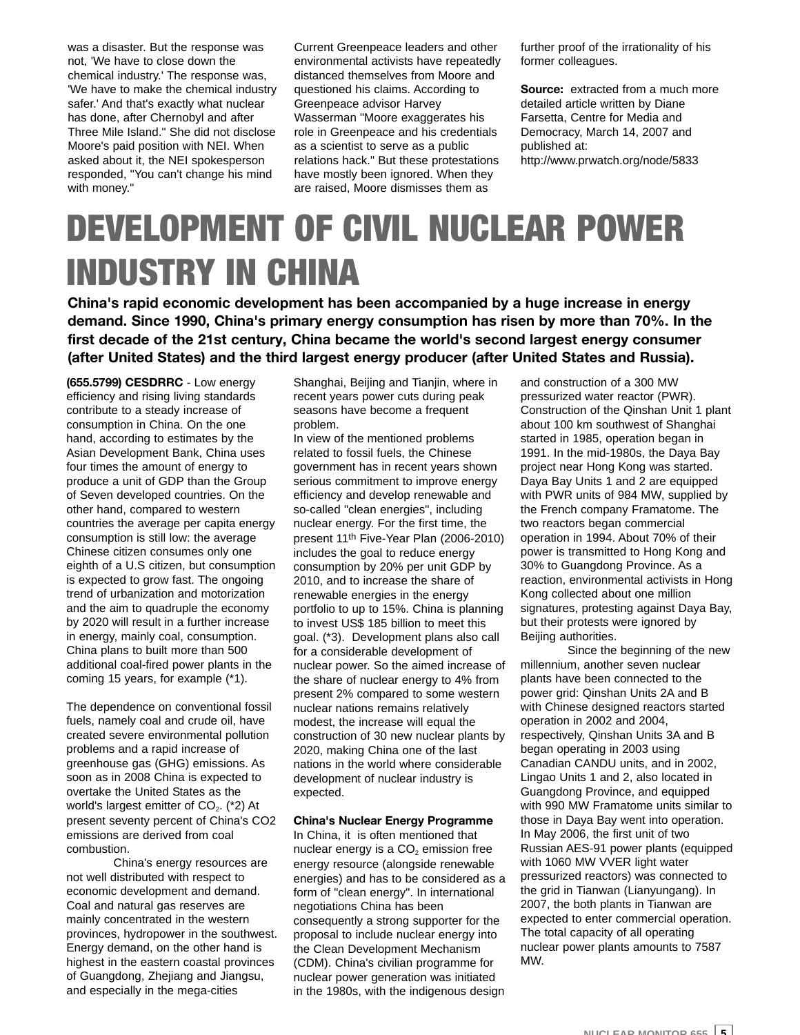was a disaster. But the response was not, 'We have to close down the chemical industry.' The response was, 'We have to make the chemical industry safer.' And that's exactly what nuclear has done, after Chernobyl and after Three Mile Island." She did not disclose Moore's paid position with NEI. When asked about it, the NEI spokesperson responded, "You can't change his mind with money."

Current Greenpeace leaders and other environmental activists have repeatedly distanced themselves from Moore and questioned his claims. According to Greenpeace advisor Harvey Wasserman "Moore exaggerates his role in Greenpeace and his credentials as a scientist to serve as a public relations hack." But these protestations have mostly been ignored. When they are raised, Moore dismisses them as further proof of the irrationality of his former colleagues.

**Source:** extracted from a much more detailed article written by Diane Farsetta, Centre for Media and Democracy, March 14, 2007 and published at: http://www.prwatch.org/node/5833

# DEVELOPMENT OF CIVIL NUCLEAR POWER INDUSTRY IN CHINA

**China's rapid economic development has been accompanied by a huge increase in energy demand. Since 1990, China's primary energy consumption has risen by more than 70%. In the first decade of the 21st century, China became the world's second largest energy consumer (after United States) and the third largest energy producer (after United States and Russia).**

**(655.5799) CESDRRC** - Low energy efficiency and rising living standards contribute to a steady increase of consumption in China. On the one hand, according to estimates by the Asian Development Bank, China uses four times the amount of energy to produce a unit of GDP than the Group of Seven developed countries. On the other hand, compared to western countries the average per capita energy consumption is still low: the average Chinese citizen consumes only one eighth of a U.S citizen, but consumption is expected to grow fast. The ongoing trend of urbanization and motorization and the aim to quadruple the economy by 2020 will result in a further increase in energy, mainly coal, consumption. China plans to built more than 500 additional coal-fired power plants in the coming 15 years, for example (*1).

The dependence on conventional fossil fuels, namely coal and crude oil, have created severe environmental pollution problems and a rapid increase of greenhouse gas (GHG) emissions. As soon as in 2008 China is expected to overtake the United States as the world's largest emitter of $CO_2$. (*2) At present seventy percent of China's CO2 emissions are derived from coal combustion.

China's energy resources are not well distributed with respect to economic development and demand. Coal and natural gas reserves are mainly concentrated in the western provinces, hydropower in the southwest. Energy demand, on the other hand is highest in the eastern coastal provinces of Guangdong, Zhejiang and Jiangsu, and especially in the mega-cities Shanghai, Beijing and Tianjin, where in recent years power cuts during peak seasons have become a frequent problem.

In view of the mentioned problems related to fossil fuels, the Chinese government has in recent years shown serious commitment to improve energy efficiency and develop renewable and so-called "clean energies", including nuclear energy. For the first time, the present 11th Five-Year Plan (2006-2010) includes the goal to reduce energy consumption by 20% per unit GDP by 2010, and to increase the share of renewable energies in the energy portfolio to up to 15%. China is planning to invest US$ 185 billion to meet this goal. (*3). Development plans also call for a considerable development of nuclear power. So the aimed increase of the share of nuclear energy to 4% from present 2% compared to some western nuclear nations remains relatively modest, the increase will equal the construction of 30 new nuclear plants by 2020, making China one of the last nations in the world where considerable development of nuclear industry is expected.

**China's Nuclear Energy Programme**

In China, it is often mentioned that nuclear energy is a $CO_2$ emission free energy resource (alongside renewable energies) and has to be considered as a form of "clean energy". In international negotiations China has been consequently a strong supporter for the proposal to include nuclear energy into the Clean Development Mechanism (CDM). China's civilian programme for nuclear power generation was initiated in the 1980s, with the indigenous design and construction of a 300 MW pressurized water reactor (PWR). Construction of the Qinshan Unit 1 plant about 100 km southwest of Shanghai started in 1985, operation began in 1991. In the mid-1980s, the Daya Bay project near Hong Kong was started. Daya Bay Units 1 and 2 are equipped with PWR units of 984 MW, supplied by the French company Framatome. The two reactors began commercial operation in 1994. About 70% of their power is transmitted to Hong Kong and 30% to Guangdong Province. As a reaction, environmental activists in Hong Kong collected about one million signatures, protesting against Daya Bay, but their protests were ignored by Beijing authorities.

Since the beginning of the new millennium, another seven nuclear plants have been connected to the power grid: Qinshan Units 2A and B with Chinese designed reactors started operation in 2002 and 2004, respectively, Qinshan Units 3A and B began operating in 2003 using Canadian CANDU units, and in 2002, Lingao Units 1 and 2, also located in Guangdong Province, and equipped with 990 MW Framatome units similar to those in Daya Bay went into operation. In May 2006, the first unit of two Russian AES-91 power plants (equipped with 1060 MW VVER light water pressurized reactors) was connected to the grid in Tianwan (Lianyungang). In 2007, the both plants in Tianwan are expected to enter commercial operation. The total capacity of all operating nuclear power plants amounts to 7587 MW.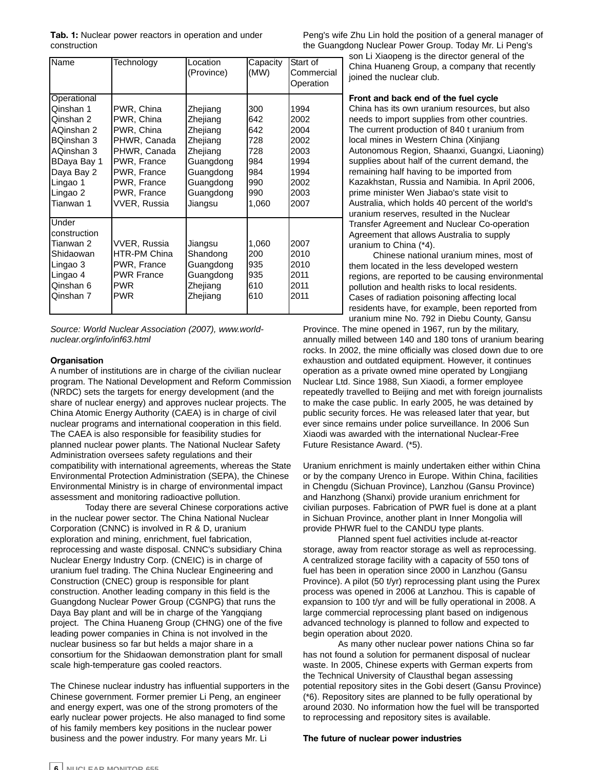**Tab. 1:** Nuclear power reactors in operation and under construction

| Name | Technology | Location (Province) | Capacity (MW) | Start of Commercial Operation |
|---|---|---|---|---|
| Operational | | | | |
| Qinshan 1 | PWR, China | Zhejiang | 300 | 1994 |
| Qinshan 2 | PWR, China | Zhejiang | 642 | 2002 |
| AQinshan 2 | PWR, China | Zhejiang | 642 | 2004 |
| BQinshan 3 | PHWR, Canada | Zhejiang | 728 | 2002 |
| AQinshan 3 | PHWR, Canada | Zhejiang | 728 | 2003 |
| BDaya Bay 1 | PWR, France | Guangdong | 984 | 1994 |
| Daya Bay 2 | PWR, France | Guangdong | 984 | 1994 |
| Lingao 1 | PWR, France | Guangdong | 990 | 2002 |
| Lingao 2 | PWR, France | Guangdong | 990 | 2003 |
| Tianwan 1 | VVER, Russia | Jiangsu | 1,060 | 2007 |
| Under construction | | | | |
| Tianwan 2 | VVER, Russia | Jiangsu | 1,060 | 2007 |
| Shidaowan | HTR-PM China | Shandong | 200 | 2010 |
| Lingao 3 | PWR, France | Guangdong | 935 | 2010 |
| Lingao 4 | PWR France | Guangdong | 935 | 2011 |
| Qinshan 6 | PWR | Zhejiang | 610 | 2011 |
| Qinshan 7 | PWR | Zhejiang | 610 | 2011 |

*Source: World Nuclear Association (2007), www.world-nuclear.org/info/inf63.html*

**Organisation**

A number of institutions are in charge of the civilian nuclear program. The National Development and Reform Commission (NRDC) sets the targets for energy development (and the share of nuclear energy) and approves nuclear projects. The China Atomic Energy Authority (CAEA) is in charge of civil nuclear programs and international cooperation in this field. The CAEA is also responsible for feasibility studies for planned nuclear power plants. The National Nuclear Safety Administration oversees safety regulations and their compatibility with international agreements, whereas the State Environmental Protection Administration (SEPA), the Chinese Environmental Ministry is in charge of environmental impact assessment and monitoring radioactive pollution.

Today there are several Chinese corporations active in the nuclear power sector. The China National Nuclear Corporation (CNNC) is involved in R & D, uranium exploration and mining, enrichment, fuel fabrication, reprocessing and waste disposal. CNNC's subsidiary China Nuclear Energy Industry Corp. (CNEIC) is in charge of uranium fuel trading. The China Nuclear Engineering and Construction (CNEC) group is responsible for plant construction. Another leading company in this field is the Guangdong Nuclear Power Group (CGNPG) that runs the Daya Bay plant and will be in charge of the Yangqiang project. The China Huaneng Group (CHNG) one of the five leading power companies in China is not involved in the nuclear business so far but helds a major share in a consortium for the Shidaowan demonstration plant for small scale high-temperature gas cooled reactors.

The Chinese nuclear industry has influential supporters in the Chinese government. Former premier Li Peng, an engineer and energy expert, was one of the strong promoters of the early nuclear power projects. He also managed to find some of his family members key positions in the nuclear power business and the power industry. For many years Mr. Li Peng's wife Zhu Lin hold the position of a general manager of the Guangdong Nuclear Power Group. Today Mr. Li Peng's son Li Xiaopeng is the director general of the China Huaneng Group, a company that recently joined the nuclear club.

**Front and back end of the fuel cycle**

China has its own uranium resources, but also needs to import supplies from other countries. The current production of 840 t uranium from local mines in Western China (Xinjiang Autonomous Region, Shaanxi, Guangxi, Liaoning) supplies about half of the current demand, the remaining half having to be imported from Kazakhstan, Russia and Namibia. In April 2006, prime minister Wen Jiabao's state visit to Australia, which holds 40 percent of the world's uranium reserves, resulted in the Nuclear Transfer Agreement and Nuclear Co-operation Agreement that allows Australia to supply uranium to China (*4).

Chinese national uranium mines, most of them located in the less developed western regions, are reported to be causing environmental pollution and health risks to local residents. Cases of radiation poisoning affecting local residents have, for example, been reported from uranium mine No. 792 in Diebu County, Gansu Province. The mine opened in 1967, run by the military, annually milled between 140 and 180 tons of uranium bearing rocks. In 2002, the mine officially was closed down due to ore exhaustion and outdated equipment. However, it continues operation as a private owned mine operated by Longjiang Nuclear Ltd. Since 1988, Sun Xiaodi, a former employee repeatedly travelled to Beijing and met with foreign journalists to make the case public. In early 2005, he was detained by public security forces. He was released later that year, but ever since remains under police surveillance. In 2006 Sun Xiaodi was awarded with the international Nuclear-Free Future Resistance Award. (*5).

Uranium enrichment is mainly undertaken either within China or by the company Urenco in Europe. Within China, facilities in Chengdu (Sichuan Province), Lanzhou (Gansu Province) and Hanzhong (Shanxi) provide uranium enrichment for civilian purposes. Fabrication of PWR fuel is done at a plant in Sichuan Province, another plant in Inner Mongolia will provide PHWR fuel to the CANDU type plants.

Planned spent fuel activities include at-reactor storage, away from reactor storage as well as reprocessing. A centralized storage facility with a capacity of 550 tons of fuel has been in operation since 2000 in Lanzhou (Gansu Province). A pilot (50 t/yr) reprocessing plant using the Purex process was opened in 2006 at Lanzhou. This is capable of expansion to 100 t/yr and will be fully operational in 2008. A large commercial reprocessing plant based on indigenous advanced technology is planned to follow and expected to begin operation about 2020.

As many other nuclear power nations China so far has not found a solution for permanent disposal of nuclear waste. In 2005, Chinese experts with German experts from the Technical University of Clausthal began assessing potential repository sites in the Gobi desert (Gansu Province) (*6). Repository sites are planned to be fully operational by around 2030. No information how the fuel will be transported to reprocessing and repository sites is available.

**The future of nuclear power industries**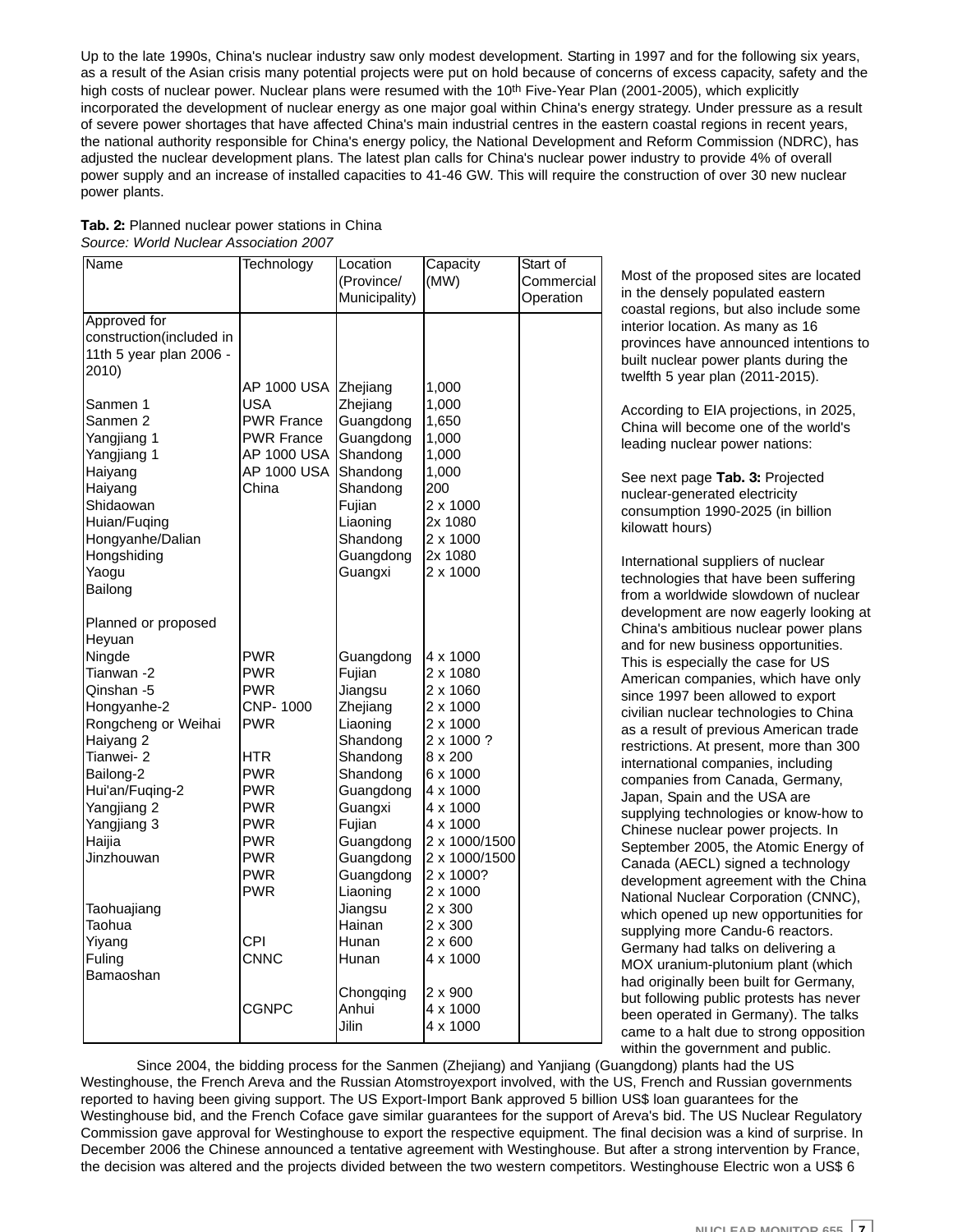Up to the late 1990s, China's nuclear industry saw only modest development. Starting in 1997 and for the following six years, as a result of the Asian crisis many potential projects were put on hold because of concerns of excess capacity, safety and the high costs of nuclear power. Nuclear plans were resumed with the 10th Five-Year Plan (2001-2005), which explicitly incorporated the development of nuclear energy as one major goal within China's energy strategy. Under pressure as a result of severe power shortages that have affected China's main industrial centres in the eastern coastal regions in recent years, the national authority responsible for China's energy policy, the National Development and Reform Commission (NDRC), has adjusted the nuclear development plans. The latest plan calls for China's nuclear power industry to provide 4% of overall power supply and an increase of installed capacities to 41-46 GW. This will require the construction of over 30 new nuclear power plants.

**Tab. 2:** Planned nuclear power stations in China
*Source: World Nuclear Association 2007*

| Name | Technology | Location (Province/ Municipality) | Capacity (MW) | Start of Commercial Operation |
|---|---|---|---|---|
| Approved for construction(included in 11th 5 year plan 2006 - 2010) | | | | |
| | AP 1000 USA | Zhejiang | 1,000 | |
| Sanmen 1 | USA | Zhejiang | 1,000 | |
| Sanmen 2 | PWR France | Guangdong | 1,650 | |
| Yangjiang 1 | PWR France | Guangdong | 1,000 | |
| Yangjiang 1 | AP 1000 USA | Shandong | 1,000 | |
| Haiyang | AP 1000 USA | Shandong | 1,000 | |
| Haiyang | China | Shandong | 200 | |
| Shidaowan | | Fujian | 2 x 1000 | |
| Huian/Fuqing | | Liaoning | 2x 1080 | |
| Hongyanhe/Dalian | | Shandong | 2 x 1000 | |
| Hongshiding | | Guangdong | 2x 1080 | |
| Yaogu | | Guangxi | 2 x 1000 | |
| Bailong | | | | |
| Planned or proposed | | | | |
| Heyuan | | | | |
| Ningde | PWR | Guangdong | 4 x 1000 | |
| Tianwan -2 | PWR | Fujian | 2 x 1080 | |
| Qinshan -5 | PWR | Jiangsu | 2 x 1060 | |
| Hongyanhe-2 | CNP- 1000 | Zhejiang | 2 x 1000 | |
| Rongcheng or Weihai | PWR | Liaoning | 2 x 1000 | |
| Haiyang 2 | | Shandong | 2 x 1000 ? | |
| Tianwei- 2 | HTR | Shandong | 8 x 200 | |
| Bailong-2 | PWR | Shandong | 6 x 1000 | |
| Hui'an/Fuqing-2 | PWR | Guangdong | 4 x 1000 | |
| Yangjiang 2 | PWR | Guangxi | 4 x 1000 | |
| Yangjiang 3 | PWR | Fujian | 4 x 1000 | |
| Haijia | PWR | Guangdong | 2 x 1000/1500 | |
| Jinzhouwan | PWR | Guangdong | 2 x 1000/1500 | |
| | PWR | Guangdong | 2 x 1000? | |
| | PWR | Liaoning | 2 x 1000 | |
| Taohuajiang | | Jiangsu | 2 x 300 | |
| Taohua | | Hainan | 2 x 300 | |
| Yiyang | CPI | Hunan | 2 x 600 | |
| Fuling | CNNC | Hunan | 4 x 1000 | |
| Bamaoshan | | | | |
| | | Chongqing | 2 x 900 | |
| | CGNPC | Anhui | 4 x 1000 | |
| | | Jilin | 4 x 1000 | |

Most of the proposed sites are located in the densely populated eastern coastal regions, but also include some interior location. As many as 16 provinces have announced intentions to built nuclear power plants during the twelfth 5 year plan (2011-2015).

According to EIA projections, in 2025, China will become one of the world's leading nuclear power nations:

See next page **Tab. 3:** Projected nuclear-generated electricity consumption 1990-2025 (in billion kilowatt hours)

International suppliers of nuclear technologies that have been suffering from a worldwide slowdown of nuclear development are now eagerly looking at China's ambitious nuclear power plans and for new business opportunities. This is especially the case for US American companies, which have only since 1997 been allowed to export civilian nuclear technologies to China as a result of previous American trade restrictions. At present, more than 300 international companies, including companies from Canada, Germany, Japan, Spain and the USA are supplying technologies or know-how to Chinese nuclear power projects. In September 2005, the Atomic Energy of Canada (AECL) signed a technology development agreement with the China National Nuclear Corporation (CNNC), which opened up new opportunities for supplying more Candu-6 reactors. Germany had talks on delivering a MOX uranium-plutonium plant (which had originally been built for Germany, but following public protests has never been operated in Germany). The talks came to a halt due to strong opposition within the government and public.

Since 2004, the bidding process for the Sanmen (Zhejiang) and Yanjiang (Guangdong) plants had the US Westinghouse, the French Areva and the Russian Atomstroyexport involved, with the US, French and Russian governments reported to having been giving support. The US Export-Import Bank approved 5 billion US$ loan guarantees for the Westinghouse bid, and the French Coface gave similar guarantees for the support of Areva's bid. The US Nuclear Regulatory Commission gave approval for Westinghouse to export the respective equipment. The final decision was a kind of surprise. In December 2006 the Chinese announced a tentative agreement with Westinghouse. But after a strong intervention by France, the decision was altered and the projects divided between the two western competitors. Westinghouse Electric won a US$ 6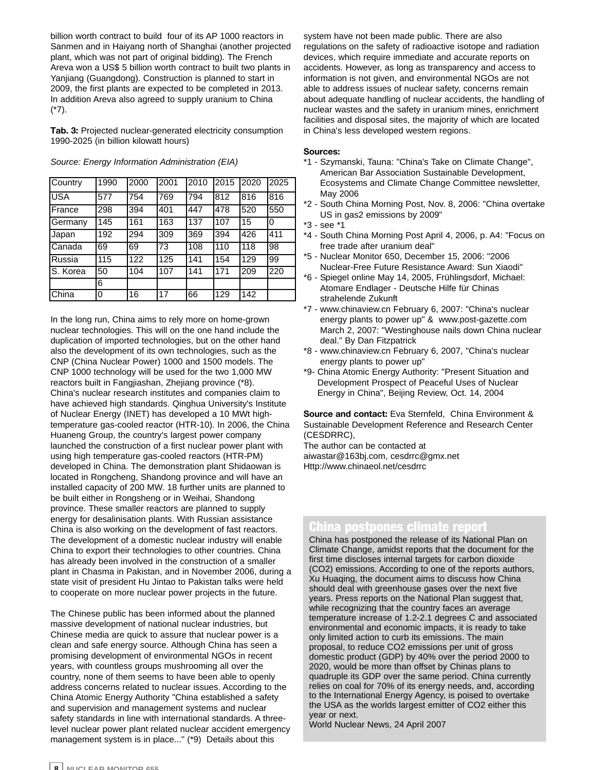billion worth contract to build four of its AP 1000 reactors in Sanmen and in Haiyang north of Shanghai (another projected plant, which was not part of original bidding). The French Areva won a US$ 5 billion worth contract to built two plants in Yanjiang (Guangdong). Construction is planned to start in 2009, the first plants are expected to be completed in 2013. In addition Areva also agreed to supply uranium to China (*7).

**Tab. 3:** Projected nuclear-generated electricity consumption 1990-2025 (in billion kilowatt hours)

*Source: Energy Information Administration (EIA)*

| Country | 1990 | 2000 | 2001 | 2010 | 2015 | 2020 | 2025 |
|---|---|---|---|---|---|---|---|
| USA | 577 | 754 | 769 | 794 | 812 | 816 | 816 |
| France | 298 | 394 | 401 | 447 | 478 | 520 | 550 |
| Germany | 145 | 161 | 163 | 137 | 107 | 15 | 0 |
| Japan | 192 | 294 | 309 | 369 | 394 | 426 | 411 |
| Canada | 69 | 69 | 73 | 108 | 110 | 118 | 98 |
| Russia | 115 | 122 | 125 | 141 | 154 | 129 | 99 |
| S. Korea | 50 | 104 | 107 | 141 | 171 | 209 | 220 |
| | 6 | | | | | | |
| China | 0 | 16 | 17 | 66 | 129 | 142 | |

In the long run, China aims to rely more on home-grown nuclear technologies. This will on the one hand include the duplication of imported technologies, but on the other hand also the development of its own technologies, such as the CNP (China Nuclear Power) 1000 and 1500 models. The CNP 1000 technology will be used for the two 1,000 MW reactors built in Fangjiashan, Zhejiang province (*8). China's nuclear research institutes and companies claim to have achieved high standards. Qinghua University's Institute of Nuclear Energy (INET) has developed a 10 MWt high-temperature gas-cooled reactor (HTR-10). In 2006, the China Huaneng Group, the country's largest power company launched the construction of a first nuclear power plant with using high temperature gas-cooled reactors (HTR-PM) developed in China. The demonstration plant Shidaowan is located in Rongcheng, Shandong province and will have an installed capacity of 200 MW. 18 further units are planned to be built either in Rongsheng or in Weihai, Shandong province. These smaller reactors are planned to supply energy for desalinisation plants. With Russian assistance China is also working on the development of fast reactors. The development of a domestic nuclear industry will enable China to export their technologies to other countries. China has already been involved in the construction of a smaller plant in Chasma in Pakistan, and in November 2006, during a state visit of president Hu Jintao to Pakistan talks were held to cooperate on more nuclear power projects in the future.

The Chinese public has been informed about the planned massive development of national nuclear industries, but Chinese media are quick to assure that nuclear power is a clean and safe energy source. Although China has seen a promising development of environmental NGOs in recent years, with countless groups mushrooming all over the country, none of them seems to have been able to openly address concerns related to nuclear issues. According to the China Atomic Energy Authority "China established a safety and supervision and management systems and nuclear safety standards in line with international standards. A three-level nuclear power plant related nuclear accident emergency management system is in place..." (*9) Details about this system have not been made public. There are also regulations on the safety of radioactive isotope and radiation devices, which require immediate and accurate reports on accidents. However, as long as transparency and access to information is not given, and environmental NGOs are not able to address issues of nuclear safety, concerns remain about adequate handling of nuclear accidents, the handling of nuclear wastes and the safety in uranium mines, enrichment facilities and disposal sites, the majority of which are located in China's less developed western regions.

**Sources:**

*1 - Szymanski, Tauna: "China's Take on Climate Change", American Bar Association Sustainable Development, Ecosystems and Climate Change Committee newsletter, May 2006

*2 - South China Morning Post, Nov. 8, 2006: "China overtake US in gas2 emissions by 2009"

*3 - see *1

*4 - South China Morning Post April 4, 2006, p. A4: "Focus on free trade after uranium deal"

*5 - Nuclear Monitor 650, December 15, 2006: "2006 Nuclear-Free Future Resistance Award: Sun Xiaodi"

*6 - Spiegel online May 14, 2005, Frühlingsdorf, Michael: Atomare Endlager - Deutsche Hilfe für Chinas strahelende Zukunft

*7 - www.chinaview.cn February 6, 2007: "China's nuclear energy plants to power up" & www.post-gazette.com March 2, 2007: "Westinghouse nails down China nuclear deal." By Dan Fitzpatrick

*8 - www.chinaview.cn February 6, 2007, "China's nuclear energy plants to power up"

*9- China Atomic Energy Authority: "Present Situation and Development Prospect of Peaceful Uses of Nuclear Energy in China", Beijing Review, Oct. 14, 2004

**Source and contact:** Eva Sternfeld, China Environment & Sustainable Development Reference and Research Center (CESDRRC),
The author can be contacted at
aiwastar@163bj.com, cesdrrc@gmx.net
Http://www.chinaeol.net/cesdrrc

## China postpones climate report

China has postponed the release of its National Plan on Climate Change, amidst reports that the document for the first time discloses internal targets for carbon dioxide ($CO_2$) emissions. According to one of the reports authors, Xu Huaqing, the document aims to discuss how China should deal with greenhouse gases over the next five years. Press reports on the National Plan suggest that, while recognizing that the country faces an average temperature increase of 1.2-2.1 degrees C and associated environmental and economic impacts, it is ready to take only limited action to curb its emissions. The main proposal, to reduce $CO_2$ emissions per unit of gross domestic product (GDP) by 40% over the period 2000 to 2020, would be more than offset by Chinas plans to quadruple its GDP over the same period. China currently relies on coal for 70% of its energy needs, and, according to the International Energy Agency, is poised to overtake the USA as the worlds largest emitter of $CO_2$ either this year or next.
World Nuclear News, 24 April 2007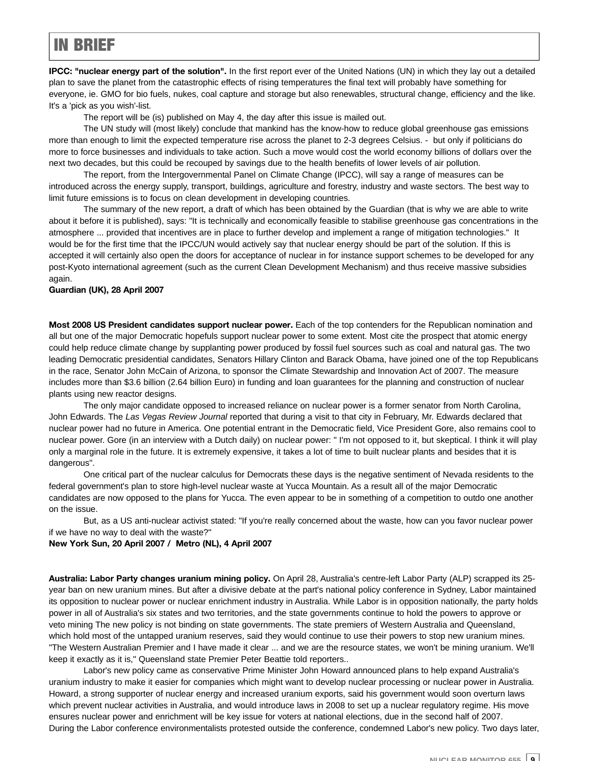# IN BRIEF

**IPCC: "nuclear energy part of the solution".** In the first report ever of the United Nations (UN) in which they lay out a detailed plan to save the planet from the catastrophic effects of rising temperatures the final text will probably have something for everyone, ie. GMO for bio fuels, nukes, coal capture and storage but also renewables, structural change, efficiency and the like. It's a 'pick as you wish'-list.

The report will be (is) published on May 4, the day after this issue is mailed out.

The UN study will (most likely) conclude that mankind has the know-how to reduce global greenhouse gas emissions more than enough to limit the expected temperature rise across the planet to 2-3 degrees Celsius. - but only if politicians do more to force businesses and individuals to take action. Such a move would cost the world economy billions of dollars over the next two decades, but this could be recouped by savings due to the health benefits of lower levels of air pollution.

The report, from the Intergovernmental Panel on Climate Change (IPCC), will say a range of measures can be introduced across the energy supply, transport, buildings, agriculture and forestry, industry and waste sectors. The best way to limit future emissions is to focus on clean development in developing countries.

The summary of the new report, a draft of which has been obtained by the Guardian (that is why we are able to write about it before it is published), says: "It is technically and economically feasible to stabilise greenhouse gas concentrations in the atmosphere ... provided that incentives are in place to further develop and implement a range of mitigation technologies." It would be for the first time that the IPCC/UN would actively say that nuclear energy should be part of the solution. If this is accepted it will certainly also open the doors for acceptance of nuclear in for instance support schemes to be developed for any post-Kyoto international agreement (such as the current Clean Development Mechanism) and thus receive massive subsidies again.

**Guardian (UK), 28 April 2007**

**Most 2008 US President candidates support nuclear power.** Each of the top contenders for the Republican nomination and all but one of the major Democratic hopefuls support nuclear power to some extent. Most cite the prospect that atomic energy could help reduce climate change by supplanting power produced by fossil fuel sources such as coal and natural gas. The two leading Democratic presidential candidates, Senators Hillary Clinton and Barack Obama, have joined one of the top Republicans in the race, Senator John McCain of Arizona, to sponsor the Climate Stewardship and Innovation Act of 2007. The measure includes more than $3.6 billion (2.64 billion Euro) in funding and loan guarantees for the planning and construction of nuclear plants using new reactor designs.

The only major candidate opposed to increased reliance on nuclear power is a former senator from North Carolina, John Edwards. The *Las Vegas Review Journal* reported that during a visit to that city in February, Mr. Edwards declared that nuclear power had no future in America. One potential entrant in the Democratic field, Vice President Gore, also remains cool to nuclear power. Gore (in an interview with a Dutch daily) on nuclear power: " I'm not opposed to it, but skeptical. I think it will play only a marginal role in the future. It is extremely expensive, it takes a lot of time to built nuclear plants and besides that it is dangerous".

One critical part of the nuclear calculus for Democrats these days is the negative sentiment of Nevada residents to the federal government's plan to store high-level nuclear waste at Yucca Mountain. As a result all of the major Democratic candidates are now opposed to the plans for Yucca. The even appear to be in something of a competition to outdo one another on the issue.

But, as a US anti-nuclear activist stated: "If you're really concerned about the waste, how can you favor nuclear power if we have no way to deal with the waste?"

**New York Sun, 20 April 2007 / Metro (NL), 4 April 2007**

**Australia: Labor Party changes uranium mining policy.** On April 28, Australia's centre-left Labor Party (ALP) scrapped its 25-year ban on new uranium mines. But after a divisive debate at the part's national policy conference in Sydney, Labor maintained its opposition to nuclear power or nuclear enrichment industry in Australia. While Labor is in opposition nationally, the party holds power in all of Australia's six states and two territories, and the state governments continue to hold the powers to approve or veto mining The new policy is not binding on state governments. The state premiers of Western Australia and Queensland, which hold most of the untapped uranium reserves, said they would continue to use their powers to stop new uranium mines. "The Western Australian Premier and I have made it clear ... and we are the resource states, we won't be mining uranium. We'll keep it exactly as it is," Queensland state Premier Peter Beattie told reporters..

Labor's new policy came as conservative Prime Minister John Howard announced plans to help expand Australia's uranium industry to make it easier for companies which might want to develop nuclear processing or nuclear power in Australia. Howard, a strong supporter of nuclear energy and increased uranium exports, said his government would soon overturn laws which prevent nuclear activities in Australia, and would introduce laws in 2008 to set up a nuclear regulatory regime. His move ensures nuclear power and enrichment will be key issue for voters at national elections, due in the second half of 2007.
During the Labor conference environmentalists protested outside the conference, condemned Labor's new policy. Two days later,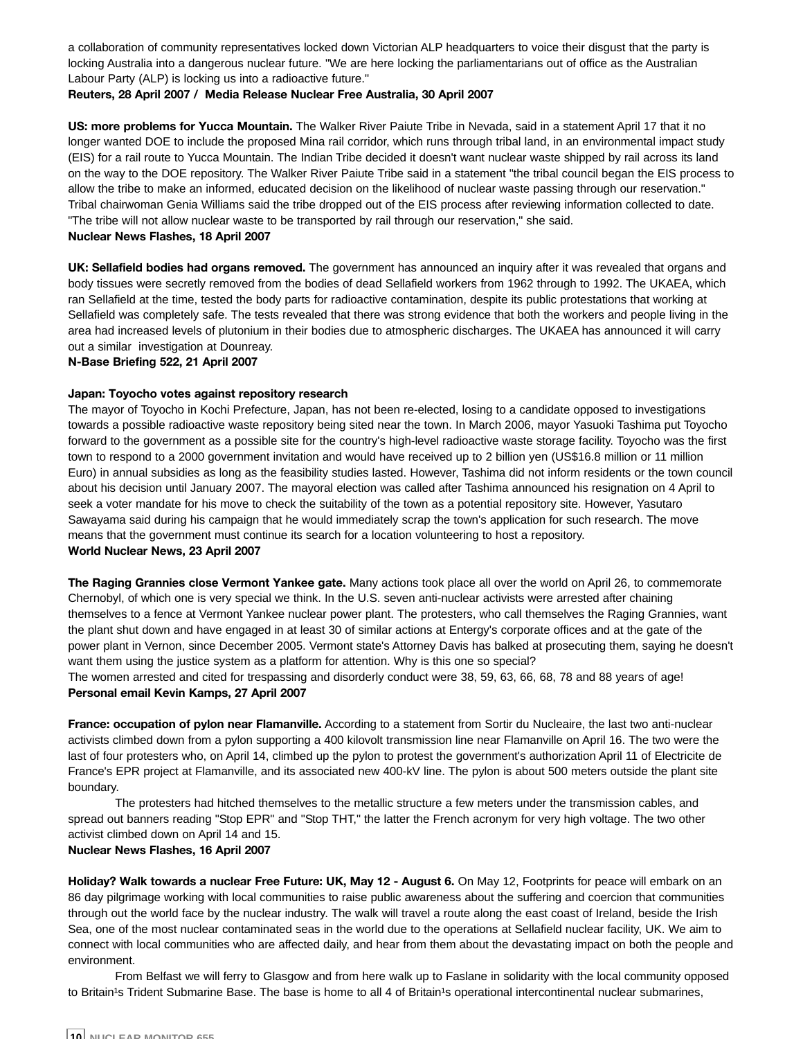a collaboration of community representatives locked down Victorian ALP headquarters to voice their disgust that the party is locking Australia into a dangerous nuclear future. "We are here locking the parliamentarians out of office as the Australian Labour Party (ALP) is locking us into a radioactive future."
**Reuters, 28 April 2007 / Media Release Nuclear Free Australia, 30 April 2007**

**US: more problems for Yucca Mountain.** The Walker River Paiute Tribe in Nevada, said in a statement April 17 that it no longer wanted DOE to include the proposed Mina rail corridor, which runs through tribal land, in an environmental impact study (EIS) for a rail route to Yucca Mountain. The Indian Tribe decided it doesn't want nuclear waste shipped by rail across its land on the way to the DOE repository. The Walker River Paiute Tribe said in a statement "the tribal council began the EIS process to allow the tribe to make an informed, educated decision on the likelihood of nuclear waste passing through our reservation." Tribal chairwoman Genia Williams said the tribe dropped out of the EIS process after reviewing information collected to date. "The tribe will not allow nuclear waste to be transported by rail through our reservation," she said.
**Nuclear News Flashes, 18 April 2007**

**UK: Sellafield bodies had organs removed.** The government has announced an inquiry after it was revealed that organs and body tissues were secretly removed from the bodies of dead Sellafield workers from 1962 through to 1992. The UKAEA, which ran Sellafield at the time, tested the body parts for radioactive contamination, despite its public protestations that working at Sellafield was completely safe. The tests revealed that there was strong evidence that both the workers and people living in the area had increased levels of plutonium in their bodies due to atmospheric discharges. The UKAEA has announced it will carry out a similar investigation at Dounreay.
**N-Base Briefing 522, 21 April 2007**

**Japan: Toyocho votes against repository research**
The mayor of Toyocho in Kochi Prefecture, Japan, has not been re-elected, losing to a candidate opposed to investigations towards a possible radioactive waste repository being sited near the town. In March 2006, mayor Yasuoki Tashima put Toyocho forward to the government as a possible site for the country's high-level radioactive waste storage facility. Toyocho was the first town to respond to a 2000 government invitation and would have received up to 2 billion yen (US$16.8 million or 11 million Euro) in annual subsidies as long as the feasibility studies lasted. However, Tashima did not inform residents or the town council about his decision until January 2007. The mayoral election was called after Tashima announced his resignation on 4 April to seek a voter mandate for his move to check the suitability of the town as a potential repository site. However, Yasutaro Sawayama said during his campaign that he would immediately scrap the town's application for such research. The move means that the government must continue its search for a location volunteering to host a repository.
**World Nuclear News, 23 April 2007**

**The Raging Grannies close Vermont Yankee gate.** Many actions took place all over the world on April 26, to commemorate Chernobyl, of which one is very special we think. In the U.S. seven anti-nuclear activists were arrested after chaining themselves to a fence at Vermont Yankee nuclear power plant. The protesters, who call themselves the Raging Grannies, want the plant shut down and have engaged in at least 30 of similar actions at Entergy's corporate offices and at the gate of the power plant in Vernon, since December 2005. Vermont state's Attorney Davis has balked at prosecuting them, saying he doesn't want them using the justice system as a platform for attention. Why is this one so special?
The women arrested and cited for trespassing and disorderly conduct were 38, 59, 63, 66, 68, 78 and 88 years of age!
**Personal email Kevin Kamps, 27 April 2007**

**France: occupation of pylon near Flamanville.** According to a statement from Sortir du Nucleaire, the last two anti-nuclear activists climbed down from a pylon supporting a 400 kilovolt transmission line near Flamanville on April 16. The two were the last of four protesters who, on April 14, climbed up the pylon to protest the government's authorization April 11 of Electricite de France's EPR project at Flamanville, and its associated new 400-kV line. The pylon is about 500 meters outside the plant site boundary.

The protesters had hitched themselves to the metallic structure a few meters under the transmission cables, and spread out banners reading "Stop EPR" and "Stop THT," the latter the French acronym for very high voltage. The two other activist climbed down on April 14 and 15.
**Nuclear News Flashes, 16 April 2007**

**Holiday? Walk towards a nuclear Free Future: UK, May 12 - August 6.** On May 12, Footprints for peace will embark on an 86 day pilgrimage working with local communities to raise public awareness about the suffering and coercion that communities through out the world face by the nuclear industry. The walk will travel a route along the east coast of Ireland, beside the Irish Sea, one of the most nuclear contaminated seas in the world due to the operations at Sellafield nuclear facility, UK. We aim to connect with local communities who are affected daily, and hear from them about the devastating impact on both the people and environment.

From Belfast we will ferry to Glasgow and from here walk up to Faslane in solidarity with the local community opposed to Britain¹s Trident Submarine Base. The base is home to all 4 of Britain¹s operational intercontinental nuclear submarines,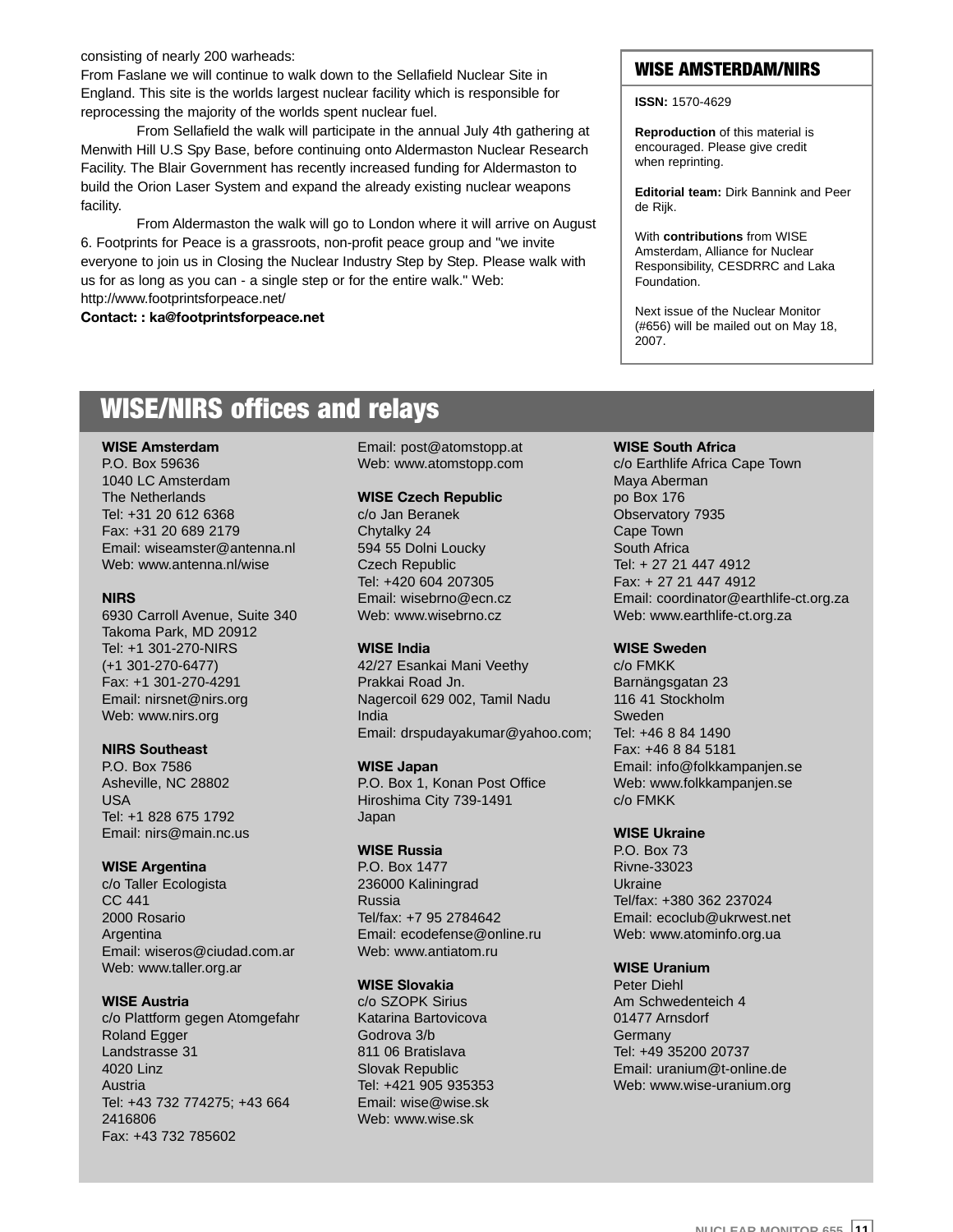consisting of nearly 200 warheads:
From Faslane we will continue to walk down to the Sellafield Nuclear Site in England. This site is the worlds largest nuclear facility which is responsible for reprocessing the majority of the worlds spent nuclear fuel.

From Sellafield the walk will participate in the annual July 4th gathering at Menwith Hill U.S Spy Base, before continuing onto Aldermaston Nuclear Research Facility. The Blair Government has recently increased funding for Aldermaston to build the Orion Laser System and expand the already existing nuclear weapons facility.

From Aldermaston the walk will go to London where it will arrive on August 6. Footprints for Peace is a grassroots, non-profit peace group and "we invite everyone to join us in Closing the Nuclear Industry Step by Step. Please walk with us for as long as you can - a single step or for the entire walk." Web: http://www.footprintsforpeace.net/

**Contact: : ka@footprintsforpeace.net**

## WISE AMSTERDAM/NIRS

**ISSN:** 1570-4629

**Reproduction** of this material is encouraged. Please give credit when reprinting.

**Editorial team:** Dirk Bannink and Peer de Rijk.

With **contributions** from WISE Amsterdam, Alliance for Nuclear Responsibility, CESDRRC and Laka Foundation.

Next issue of the Nuclear Monitor (#656) will be mailed out on May 18, 2007.

# WISE/NIRS offices and relays

**WISE Amsterdam**
P.O. Box 59636
1040 LC Amsterdam
The Netherlands
Tel: +31 20 612 6368
Fax: +31 20 689 2179
Email: wiseamster@antenna.nl
Web: www.antenna.nl/wise

**NIRS**
6930 Carroll Avenue, Suite 340
Takoma Park, MD 20912
Tel: +1 301-270-NIRS
(+1 301-270-6477)
Fax: +1 301-270-4291
Email: nirsnet@nirs.org
Web: www.nirs.org

**NIRS Southeast**
P.O. Box 7586
Asheville, NC 28802
USA
Tel: +1 828 675 1792
Email: nirs@main.nc.us

**WISE Argentina**
c/o Taller Ecologista
CC 441
2000 Rosario
Argentina
Email: wiseros@ciudad.com.ar
Web: www.taller.org.ar

**WISE Austria**
c/o Plattform gegen Atomgefahr
Roland Egger
Landstrasse 31
4020 Linz
Austria
Tel: +43 732 774275; +43 664 2416806
Fax: +43 732 785602
Email: post@atomstopp.at
Web: www.atomstopp.com

**WISE Czech Republic**
c/o Jan Beranek
Chytalky 24
594 55 Dolni Loucky
Czech Republic
Tel: +420 604 207305
Email: wisebrno@ecn.cz
Web: www.wisebrno.cz

**WISE India**
42/27 Esankai Mani Veethy
Prakkai Road Jn.
Nagercoil 629 002, Tamil Nadu
India
Email: drspudayakumar@yahoo.com;

**WISE Japan**
P.O. Box 1, Konan Post Office
Hiroshima City 739-1491
Japan

**WISE Russia**
P.O. Box 1477
236000 Kaliningrad
Russia
Tel/fax: +7 95 2784642
Email: ecodefense@online.ru
Web: www.antiatom.ru

**WISE Slovakia**
c/o SZOPK Sirius
Katarina Bartovicova
Godrova 3/b
811 06 Bratislava
Slovak Republic
Tel: +421 905 935353
Email: wise@wise.sk
Web: www.wise.sk

**WISE South Africa**
c/o Earthlife Africa Cape Town
Maya Aberman
po Box 176
Observatory 7935
Cape Town
South Africa
Tel: + 27 21 447 4912
Fax: + 27 21 447 4912
Email: coordinator@earthlife-ct.org.za
Web: www.earthlife-ct.org.za

**WISE Sweden**
c/o FMKK
Barnängsgatan 23
116 41 Stockholm
Sweden
Tel: +46 8 84 1490
Fax: +46 8 84 5181
Email: info@folkkampanjen.se
Web: www.folkkampanjen.se
c/o FMKK

**WISE Ukraine**
P.O. Box 73
Rivne-33023
Ukraine
Tel/fax: +380 362 237024
Email: ecoclub@ukrwest.net
Web: www.atominfo.org.ua

**WISE Uranium**
Peter Diehl
Am Schwedenteich 4
01477 Arnsdorf
Germany
Tel: +49 35200 20737
Email: uranium@t-online.de
Web: www.wise-uranium.org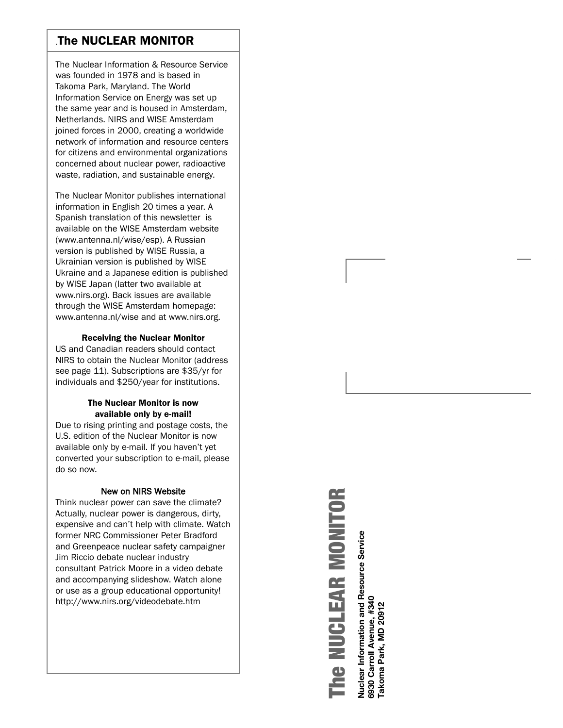## The NUCLEAR MONITOR

The Nuclear Information & Resource Service was founded in 1978 and is based in Takoma Park, Maryland. The World Information Service on Energy was set up the same year and is housed in Amsterdam, Netherlands. NIRS and WISE Amsterdam joined forces in 2000, creating a worldwide network of information and resource centers for citizens and environmental organizations concerned about nuclear power, radioactive waste, radiation, and sustainable energy.

The Nuclear Monitor publishes international information in English 20 times a year. A Spanish translation of this newsletter is available on the WISE Amsterdam website (www.antenna.nl/wise/esp). A Russian version is published by WISE Russia, a Ukrainian version is published by WISE Ukraine and a Japanese edition is published by WISE Japan (latter two available at www.nirs.org). Back issues are available through the WISE Amsterdam homepage: www.antenna.nl/wise and at www.nirs.org.

**Receiving the Nuclear Monitor**

US and Canadian readers should contact NIRS to obtain the Nuclear Monitor (address see page 11). Subscriptions are $35/yr for individuals and $250/year for institutions.

**The Nuclear Monitor is now available only by e-mail!**

Due to rising printing and postage costs, the U.S. edition of the Nuclear Monitor is now available only by e-mail. If you haven't yet converted your subscription to e-mail, please do so now.

**New on NIRS Website**

Think nuclear power can save the climate? Actually, nuclear power is dangerous, dirty, expensive and can't help with climate. Watch former NRC Commissioner Peter Bradford and Greenpeace nuclear safety campaigner Jim Riccio debate nuclear industry consultant Patrick Moore in a video debate and accompanying slideshow. Watch alone or use as a group educational opportunity! http://www.nirs.org/videodebate.htm

**The NUCLEAR MONITOR**

**Nuclear Information and Resource Service**
**6930 Carroll Avenue, #340**
**Takoma Park, MD 20912**